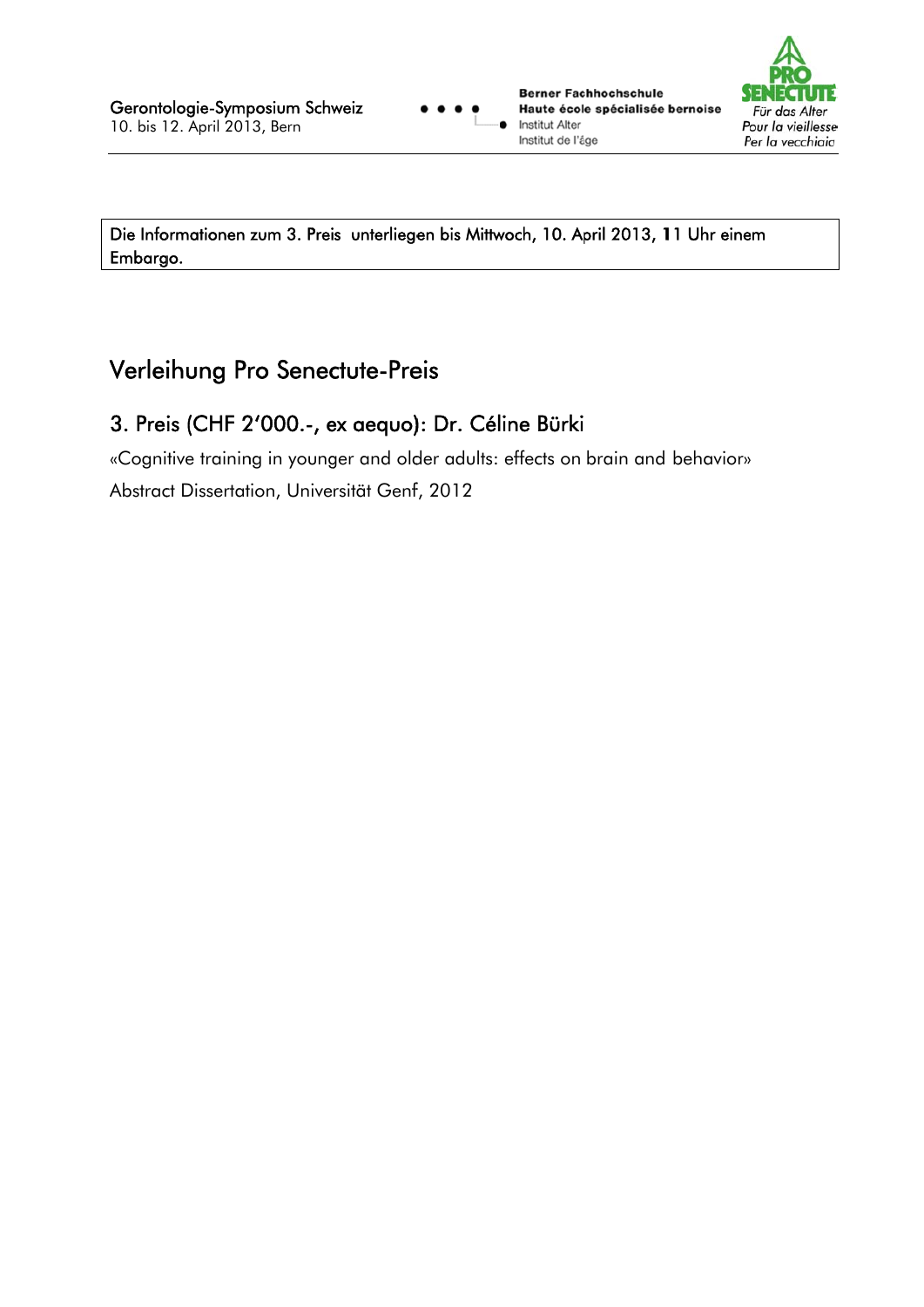Die Informationen zum 3. Preis unterliegen bis Mittwoch, 10. April 2013, 11 Uhr einem Embargo.

# Verleihung Pro Senectute-Preis

## 3. Preis (CHF 2'000.-, ex aequo): Dr. Céline Bürki

«Cognitive training in younger and older adults: effects on brain and behavior»

Abstract Dissertation, Universität Genf, 2012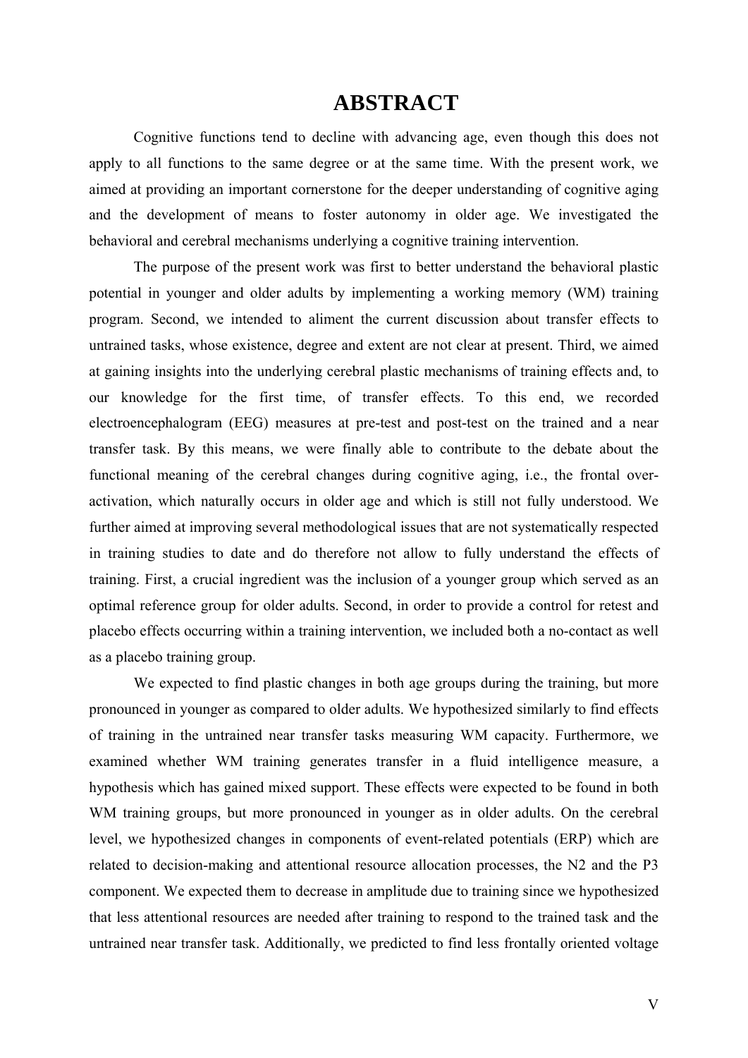# ABSTRACT

Cognitive functions tend to decline with advancing age, even though this does not apply to all functions to the same degree or at the same time. With the present work, we aimed at providing an important cornerstone for the deeper understanding of cognitive aging and the development of means to foster autonomy in older age. We investigated the behavioral and cerebral mechanisms underlying a cognitive training intervention.

The purpose of the present work was first to better understand the behavioral plastic potential in younger and older adults by implementing a working memory (WM) training program. Second, we intended to aliment the current discussion about transfer effects to untrained tasks, whose existence, degree and extent are not clear at present. Third, we aimed at gaining insights into the underlying cerebral plastic mechanisms of training effects and, to our knowledge for the first time, of transfer effects. To this end, we recorded electroencephalogram (EEG) measures at pre-test and post-test on the trained and a near transfer task. By this means, we were finally able to contribute to the debate about the functional meaning of the cerebral changes during cognitive aging, i.e., the frontal over-activation, which naturally occurs in older age and which is still not fully understood. We further aimed at improving several methodological issues that are not systematically respected in training studies to date and do therefore not allow to fully understand the effects of training. First, a crucial ingredient was the inclusion of a younger group which served as an optimal reference group for older adults. Second, in order to provide a control for retest and placebo effects occurring within a training intervention, we included both a no-contact as well as a placebo training group.

We expected to find plastic changes in both age groups during the training, but more pronounced in younger as compared to older adults. We hypothesized similarly to find effects of training in the untrained near transfer tasks measuring WM capacity. Furthermore, we examined whether WM training generates transfer in a fluid intelligence measure, a hypothesis which has gained mixed support. These effects were expected to be found in both WM training groups, but more pronounced in younger as in older adults. On the cerebral level, we hypothesized changes in components of event-related potentials (ERP) which are related to decision-making and attentional resource allocation processes, the N2 and the P3 component. We expected them to decrease in amplitude due to training since we hypothesized that less attentional resources are needed after training to respond to the trained task and the untrained near transfer task. Additionally, we predicted to find less frontally oriented voltage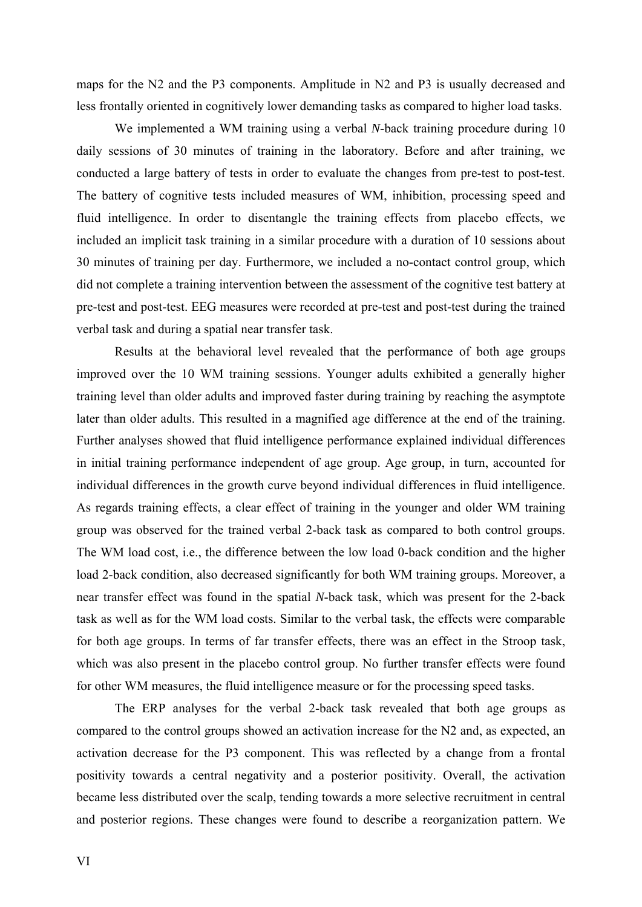maps for the N2 and the P3 components. Amplitude in N2 and P3 is usually decreased and less frontally oriented in cognitively lower demanding tasks as compared to higher load tasks.

We implemented a WM training using a verbal *N*-back training procedure during 10 daily sessions of 30 minutes of training in the laboratory. Before and after training, we conducted a large battery of tests in order to evaluate the changes from pre-test to post-test. The battery of cognitive tests included measures of WM, inhibition, processing speed and fluid intelligence. In order to disentangle the training effects from placebo effects, we included an implicit task training in a similar procedure with a duration of 10 sessions about 30 minutes of training per day. Furthermore, we included a no-contact control group, which did not complete a training intervention between the assessment of the cognitive test battery at pre-test and post-test. EEG measures were recorded at pre-test and post-test during the trained verbal task and during a spatial near transfer task.

Results at the behavioral level revealed that the performance of both age groups improved over the 10 WM training sessions. Younger adults exhibited a generally higher training level than older adults and improved faster during training by reaching the asymptote later than older adults. This resulted in a magnified age difference at the end of the training. Further analyses showed that fluid intelligence performance explained individual differences in initial training performance independent of age group. Age group, in turn, accounted for individual differences in the growth curve beyond individual differences in fluid intelligence. As regards training effects, a clear effect of training in the younger and older WM training group was observed for the trained verbal 2-back task as compared to both control groups. The WM load cost, i.e., the difference between the low load 0-back condition and the higher load 2-back condition, also decreased significantly for both WM training groups. Moreover, a near transfer effect was found in the spatial *N*-back task, which was present for the 2-back task as well as for the WM load costs. Similar to the verbal task, the effects were comparable for both age groups. In terms of far transfer effects, there was an effect in the Stroop task, which was also present in the placebo control group. No further transfer effects were found for other WM measures, the fluid intelligence measure or for the processing speed tasks.

The ERP analyses for the verbal 2-back task revealed that both age groups as compared to the control groups showed an activation increase for the N2 and, as expected, an activation decrease for the P3 component. This was reflected by a change from a frontal positivity towards a central negativity and a posterior positivity. Overall, the activation became less distributed over the scalp, tending towards a more selective recruitment in central and posterior regions. These changes were found to describe a reorganization pattern. We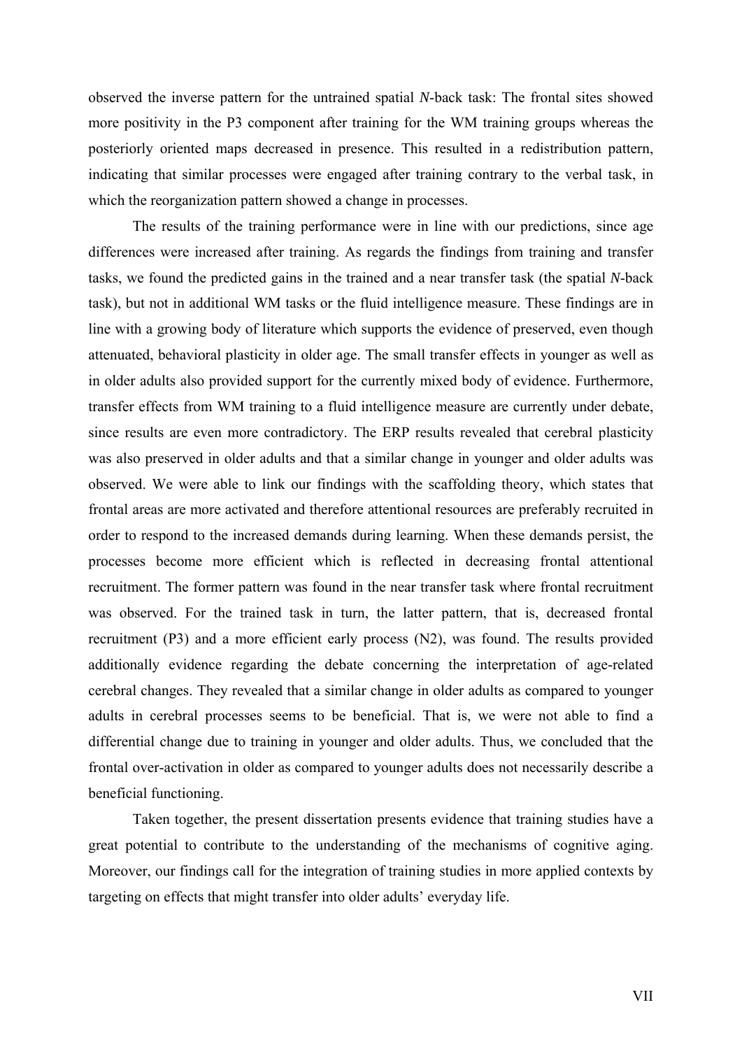observed the inverse pattern for the untrained spatial *N*-back task: The frontal sites showed more positivity in the P3 component after training for the WM training groups whereas the posteriorly oriented maps decreased in presence. This resulted in a redistribution pattern, indicating that similar processes were engaged after training contrary to the verbal task, in which the reorganization pattern showed a change in processes.

The results of the training performance were in line with our predictions, since age differences were increased after training. As regards the findings from training and transfer tasks, we found the predicted gains in the trained and a near transfer task (the spatial *N*-back task), but not in additional WM tasks or the fluid intelligence measure. These findings are in line with a growing body of literature which supports the evidence of preserved, even though attenuated, behavioral plasticity in older age. The small transfer effects in younger as well as in older adults also provided support for the currently mixed body of evidence. Furthermore, transfer effects from WM training to a fluid intelligence measure are currently under debate, since results are even more contradictory. The ERP results revealed that cerebral plasticity was also preserved in older adults and that a similar change in younger and older adults was observed. We were able to link our findings with the scaffolding theory, which states that frontal areas are more activated and therefore attentional resources are preferably recruited in order to respond to the increased demands during learning. When these demands persist, the processes become more efficient which is reflected in decreasing frontal attentional recruitment. The former pattern was found in the near transfer task where frontal recruitment was observed. For the trained task in turn, the latter pattern, that is, decreased frontal recruitment (P3) and a more efficient early process (N2), was found. The results provided additionally evidence regarding the debate concerning the interpretation of age-related cerebral changes. They revealed that a similar change in older adults as compared to younger adults in cerebral processes seems to be beneficial. That is, we were not able to find a differential change due to training in younger and older adults. Thus, we concluded that the frontal over-activation in older as compared to younger adults does not necessarily describe a beneficial functioning.

Taken together, the present dissertation presents evidence that training studies have a great potential to contribute to the understanding of the mechanisms of cognitive aging. Moreover, our findings call for the integration of training studies in more applied contexts by targeting on effects that might transfer into older adults' everyday life.